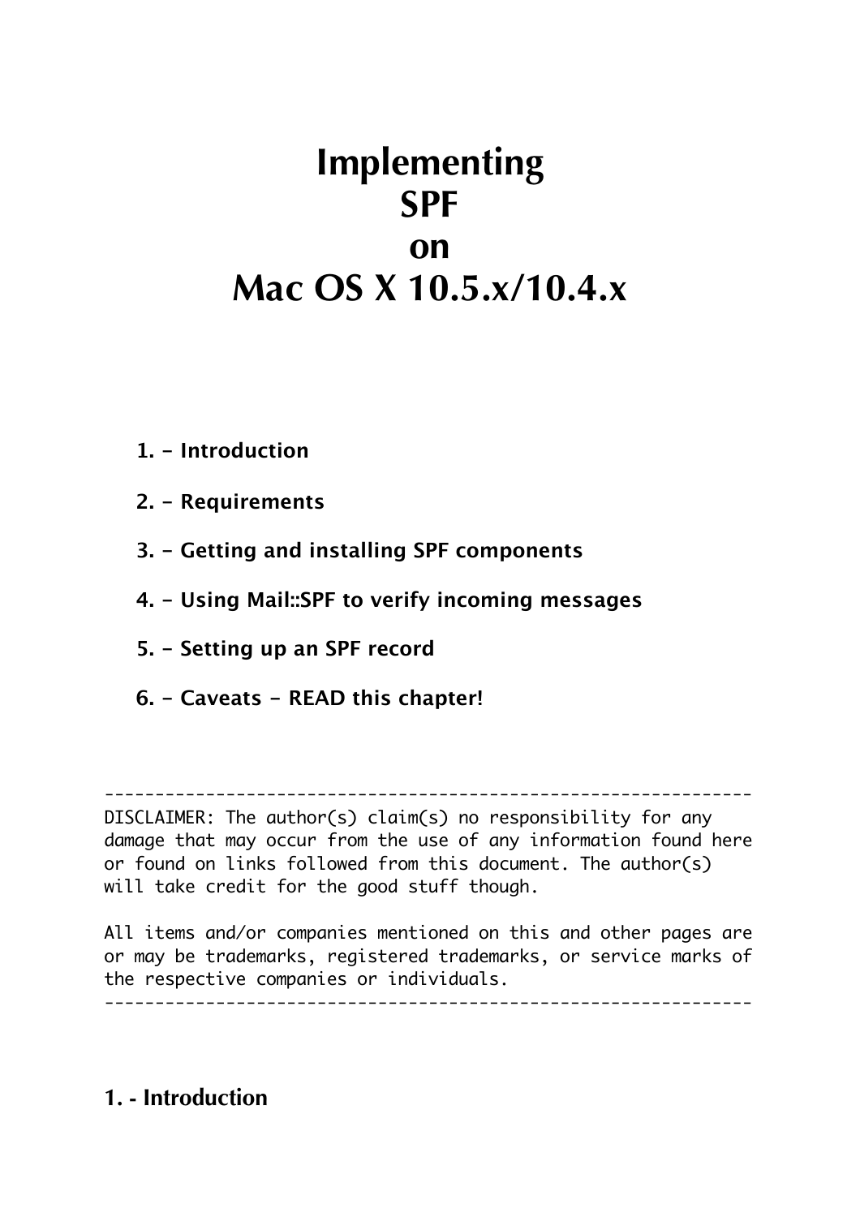# Implementing SPF on Mac OS X 10.5.x/10.4.x

1. - Introduction
2. - Requirements
3. - Getting and installing SPF components
4. - Using Mail::SPF to verify incoming messages
5. - Setting up an SPF record
6. - Caveats - READ this chapter!

```
-----------------------------------------------------------------
DISCLAIMER: The author(s) claim(s) no responsibility for any
damage that may occur from the use of any information found here
or found on links followed from this document. The author(s)
will take credit for the good stuff though.

All items and/or companies mentioned on this and other pages are
or may be trademarks, registered trademarks, or service marks of
the respective companies or individuals.
-----------------------------------------------------------------
```

## 1. - Introduction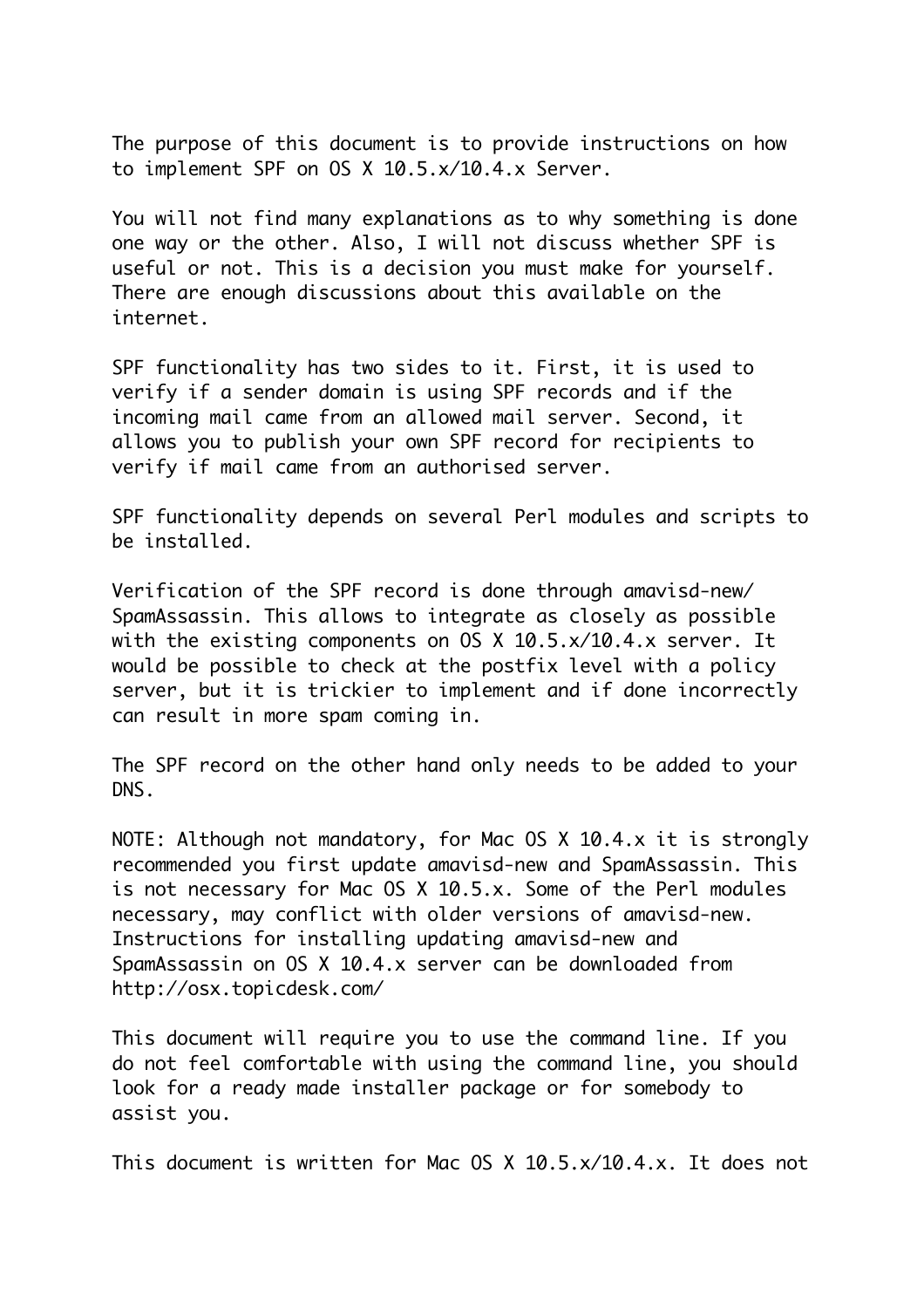The purpose of this document is to provide instructions on how to implement SPF on OS X 10.5.x/10.4.x Server.

You will not find many explanations as to why something is done one way or the other. Also, I will not discuss whether SPF is useful or not. This is a decision you must make for yourself. There are enough discussions about this available on the internet.

SPF functionality has two sides to it. First, it is used to verify if a sender domain is using SPF records and if the incoming mail came from an allowed mail server. Second, it allows you to publish your own SPF record for recipients to verify if mail came from an authorised server.

SPF functionality depends on several Perl modules and scripts to be installed.

Verification of the SPF record is done through amavisd-new/SpamAssassin. This allows to integrate as closely as possible with the existing components on OS X 10.5.x/10.4.x server. It would be possible to check at the postfix level with a policy server, but it is trickier to implement and if done incorrectly can result in more spam coming in.

The SPF record on the other hand only needs to be added to your DNS.

NOTE: Although not mandatory, for Mac OS X 10.4.x it is strongly recommended you first update amavisd-new and SpamAssassin. This is not necessary for Mac OS X 10.5.x. Some of the Perl modules necessary, may conflict with older versions of amavisd-new. Instructions for installing updating amavisd-new and SpamAssassin on OS X 10.4.x server can be downloaded from http://osx.topicdesk.com/

This document will require you to use the command line. If you do not feel comfortable with using the command line, you should look for a ready made installer package or for somebody to assist you.

This document is written for Mac OS X 10.5.x/10.4.x. It does not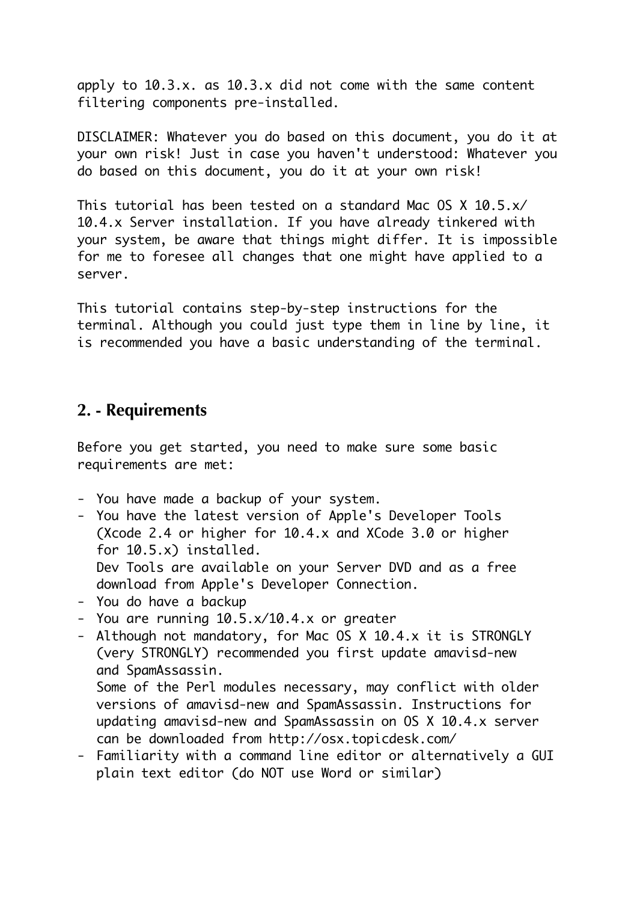apply to 10.3.x. as 10.3.x did not come with the same content filtering components pre-installed.

DISCLAIMER: Whatever you do based on this document, you do it at your own risk! Just in case you haven't understood: Whatever you do based on this document, you do it at your own risk!

This tutorial has been tested on a standard Mac OS X 10.5.x/10.4.x Server installation. If you have already tinkered with your system, be aware that things might differ. It is impossible for me to foresee all changes that one might have applied to a server.

This tutorial contains step-by-step instructions for the terminal. Although you could just type them in line by line, it is recommended you have a basic understanding of the terminal.

## 2. - Requirements

Before you get started, you need to make sure some basic requirements are met:

- You have made a backup of your system.
- You have the latest version of Apple's Developer Tools (Xcode 2.4 or higher for 10.4.x and XCode 3.0 or higher for 10.5.x) installed.
  Dev Tools are available on your Server DVD and as a free download from Apple's Developer Connection.
- You do have a backup
- You are running 10.5.x/10.4.x or greater
- Although not mandatory, for Mac OS X 10.4.x it is STRONGLY (very STRONGLY) recommended you first update amavisd-new and SpamAssassin.
  Some of the Perl modules necessary, may conflict with older versions of amavisd-new and SpamAssassin. Instructions for updating amavisd-new and SpamAssassin on OS X 10.4.x server can be downloaded from http://osx.topicdesk.com/
- Familiarity with a command line editor or alternatively a GUI plain text editor (do NOT use Word or similar)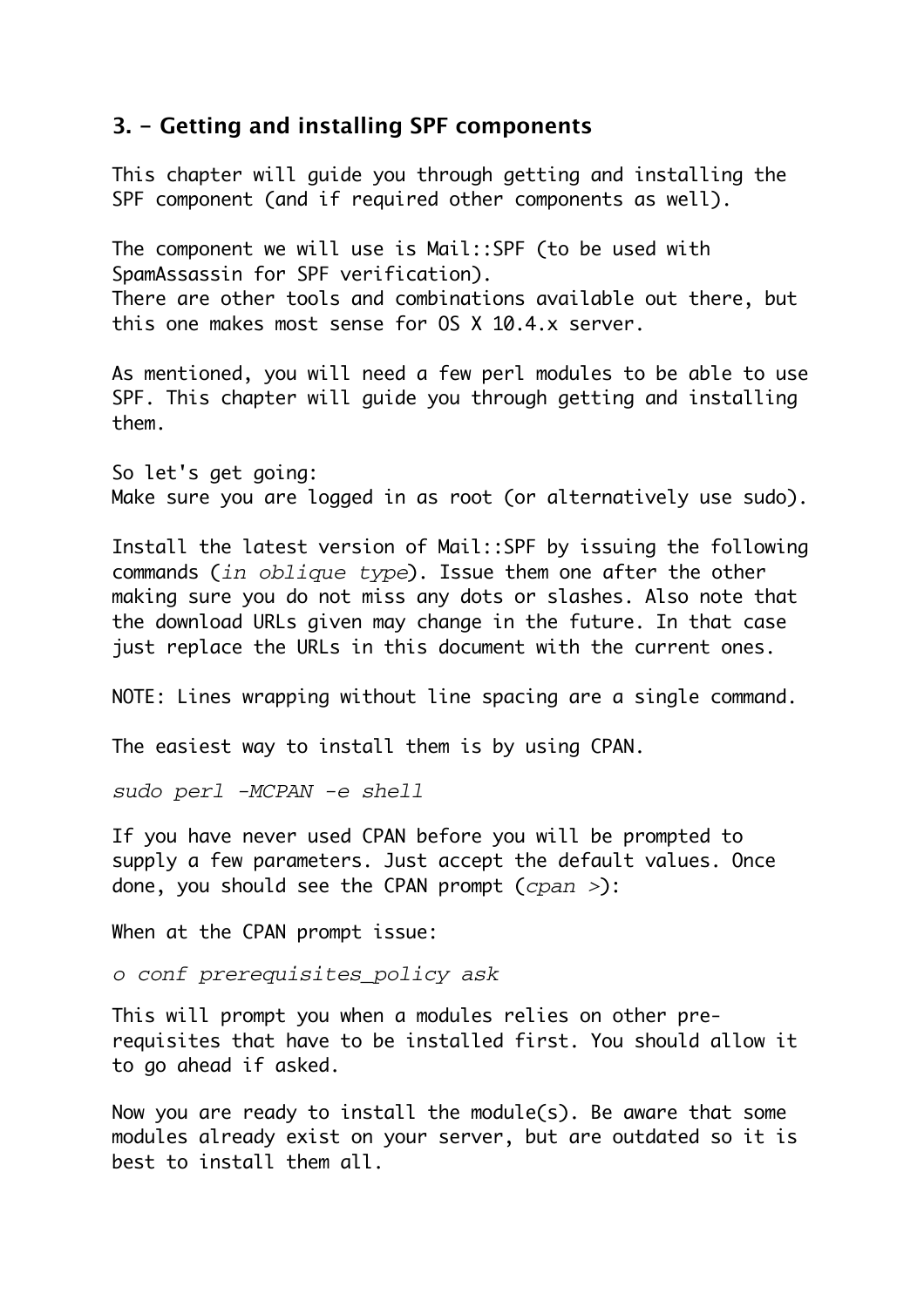## 3. - Getting and installing SPF components

This chapter will guide you through getting and installing the SPF component (and if required other components as well).

The component we will use is Mail::SPF (to be used with SpamAssassin for SPF verification).
There are other tools and combinations available out there, but this one makes most sense for OS X 10.4.x server.

As mentioned, you will need a few perl modules to be able to use SPF. This chapter will guide you through getting and installing them.

So let's get going:
Make sure you are logged in as root (or alternatively use sudo).

Install the latest version of Mail::SPF by issuing the following commands (*in oblique type*). Issue them one after the other making sure you do not miss any dots or slashes. Also note that the download URLs given may change in the future. In that case just replace the URLs in this document with the current ones.

NOTE: Lines wrapping without line spacing are a single command.

The easiest way to install them is by using CPAN.

*sudo perl -MCPAN -e shell*

If you have never used CPAN before you will be prompted to supply a few parameters. Just accept the default values. Once done, you should see the CPAN prompt (*cpan >*):

When at the CPAN prompt issue:

*o conf prerequisites_policy ask*

This will prompt you when a modules relies on other pre-requisites that have to be installed first. You should allow it to go ahead if asked.

Now you are ready to install the module(s). Be aware that some modules already exist on your server, but are outdated so it is best to install them all.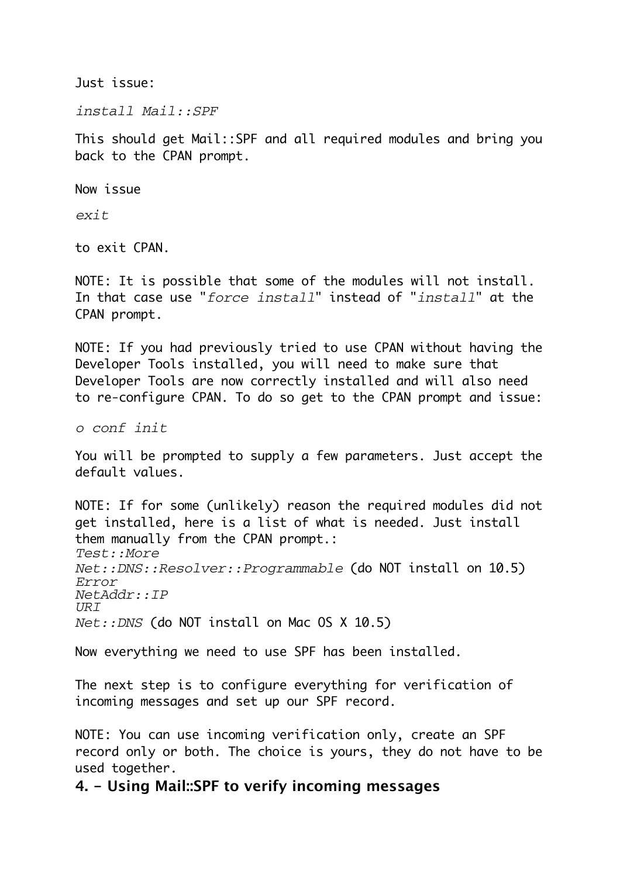Just issue:

*install Mail::SPF*

This should get Mail::SPF and all required modules and bring you back to the CPAN prompt.

Now issue

*exit*

to exit CPAN.

NOTE: It is possible that some of the modules will not install. In that case use "*force install*" instead of "*install*" at the CPAN prompt.

NOTE: If you had previously tried to use CPAN without having the Developer Tools installed, you will need to make sure that Developer Tools are now correctly installed and will also need to re-configure CPAN. To do so get to the CPAN prompt and issue:

*o conf init*

You will be prompted to supply a few parameters. Just accept the default values.

NOTE: If for some (unlikely) reason the required modules did not get installed, here is a list of what is needed. Just install them manually from the CPAN prompt.:
*Test::More*
*Net::DNS::Resolver::Programmable* (do NOT install on 10.5)
*Error*
*NetAddr::IP*
*URI*
*Net::DNS* (do NOT install on Mac OS X 10.5)

Now everything we need to use SPF has been installed.

The next step is to configure everything for verification of incoming messages and set up our SPF record.

NOTE: You can use incoming verification only, create an SPF record only or both. The choice is yours, they do not have to be used together.

## 4. - Using Mail::SPF to verify incoming messages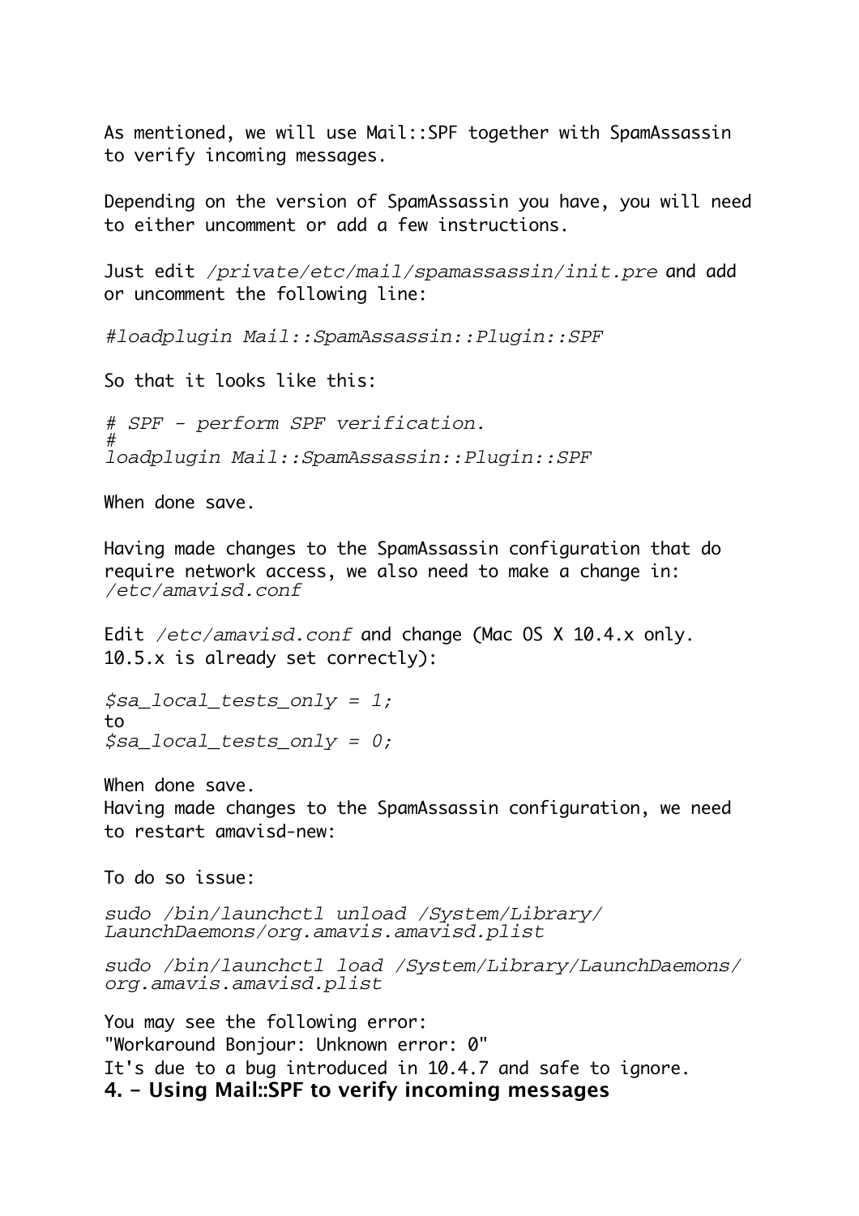As mentioned, we will use Mail::SPF together with SpamAssassin to verify incoming messages.

Depending on the version of SpamAssassin you have, you will need to either uncomment or add a few instructions.

Just edit */private/etc/mail/spamassassin/init.pre* and add or uncomment the following line:

```
#loadplugin Mail::SpamAssassin::Plugin::SPF
```

So that it looks like this:

```
# SPF - perform SPF verification.
#
loadplugin Mail::SpamAssassin::Plugin::SPF
```

When done save.

Having made changes to the SpamAssassin configuration that do require network access, we also need to make a change in: */etc/amavisd.conf*

Edit */etc/amavisd.conf* and change (Mac OS X 10.4.x only. 10.5.x is already set correctly):

```
$sa_local_tests_only = 1;
```

to

```
$sa_local_tests_only = 0;
```

When done save.
Having made changes to the SpamAssassin configuration, we need to restart amavisd-new:

To do so issue:

```
sudo /bin/launchctl unload /System/Library/LaunchDaemons/org.amavis.amavisd.plist
```

```
sudo /bin/launchctl load /System/Library/LaunchDaemons/org.amavis.amavisd.plist
```

You may see the following error:
"Workaround Bonjour: Unknown error: 0"
It's due to a bug introduced in 10.4.7 and safe to ignore.

## 4. - Using Mail::SPF to verify incoming messages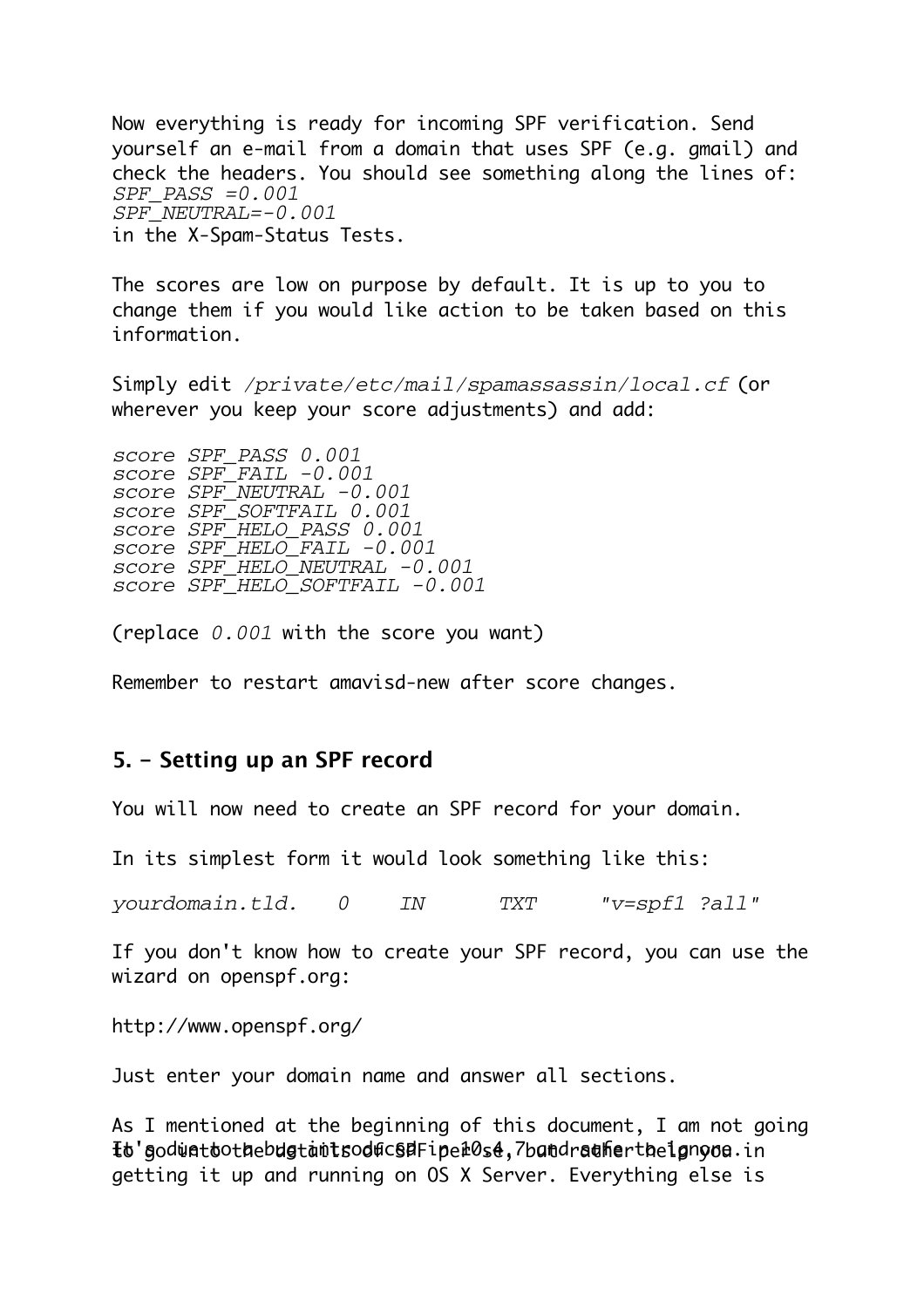Now everything is ready for incoming SPF verification. Send yourself an e-mail from a domain that uses SPF (e.g. gmail) and check the headers. You should see something along the lines of:
*SPF_PASS =0.001*
*SPF_NEUTRAL=-0.001*
in the X-Spam-Status Tests.

The scores are low on purpose by default. It is up to you to change them if you would like action to be taken based on this information.

Simply edit */private/etc/mail/spamassassin/local.cf* (or wherever you keep your score adjustments) and add:

```
score SPF_PASS 0.001
score SPF_FAIL -0.001
score SPF_NEUTRAL -0.001
score SPF_SOFTFAIL 0.001
score SPF_HELO_PASS 0.001
score SPF_HELO_FAIL -0.001
score SPF_HELO_NEUTRAL -0.001
score SPF_HELO_SOFTFAIL -0.001
```

(replace *0.001* with the score you want)

Remember to restart amavisd-new after score changes.

## 5. - Setting up an SPF record

You will now need to create an SPF record for your domain.

In its simplest form it would look something like this:

```
yourdomain.tld.    0    IN    TXT    "v=spf1 ?all"
```

If you don't know how to create your SPF record, you can use the wizard on openspf.org:

http://www.openspf.org/

Just enter your domain name and answer all sections.

As I mentioned at the beginning of this document, I am not going to go into the details of SPF per se, but rather help you in getting it up and running on OS X Server. Everything else is

It's due to the bug introduced in 10.4.7 and safe to ignore.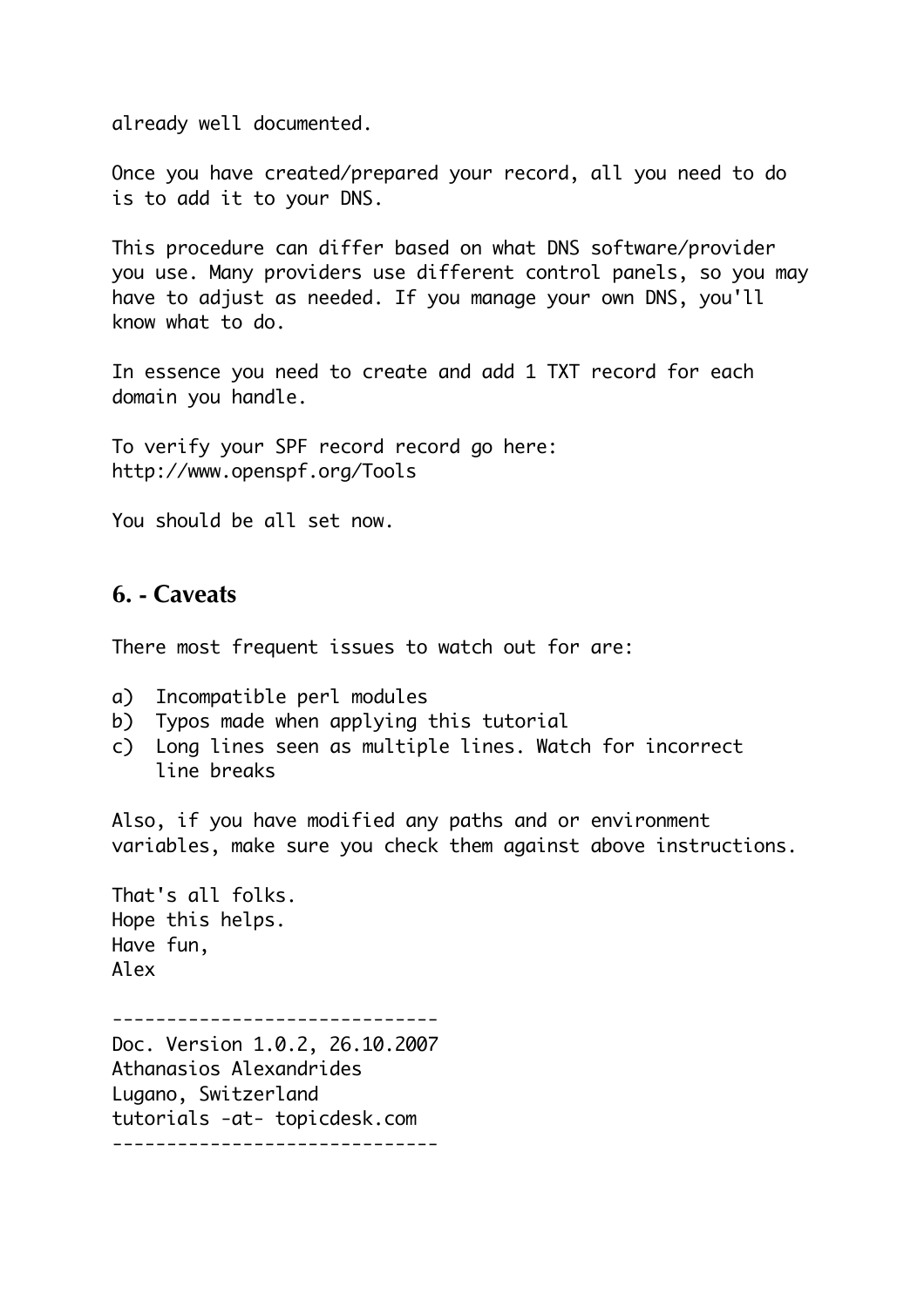already well documented.

Once you have created/prepared your record, all you need to do is to add it to your DNS.

This procedure can differ based on what DNS software/provider you use. Many providers use different control panels, so you may have to adjust as needed. If you manage your own DNS, you'll know what to do.

In essence you need to create and add 1 TXT record for each domain you handle.

To verify your SPF record record go here:
http://www.openspf.org/Tools

You should be all set now.

## 6. - Caveats

There most frequent issues to watch out for are:

a) Incompatible perl modules
b) Typos made when applying this tutorial
c) Long lines seen as multiple lines. Watch for incorrect line breaks

Also, if you have modified any paths and or environment variables, make sure you check them against above instructions.

That's all folks.
Hope this helps.
Have fun,
Alex

------------------------------
Doc. Version 1.0.2, 26.10.2007
Athanasios Alexandrides
Lugano, Switzerland
tutorials -at- topicdesk.com
------------------------------